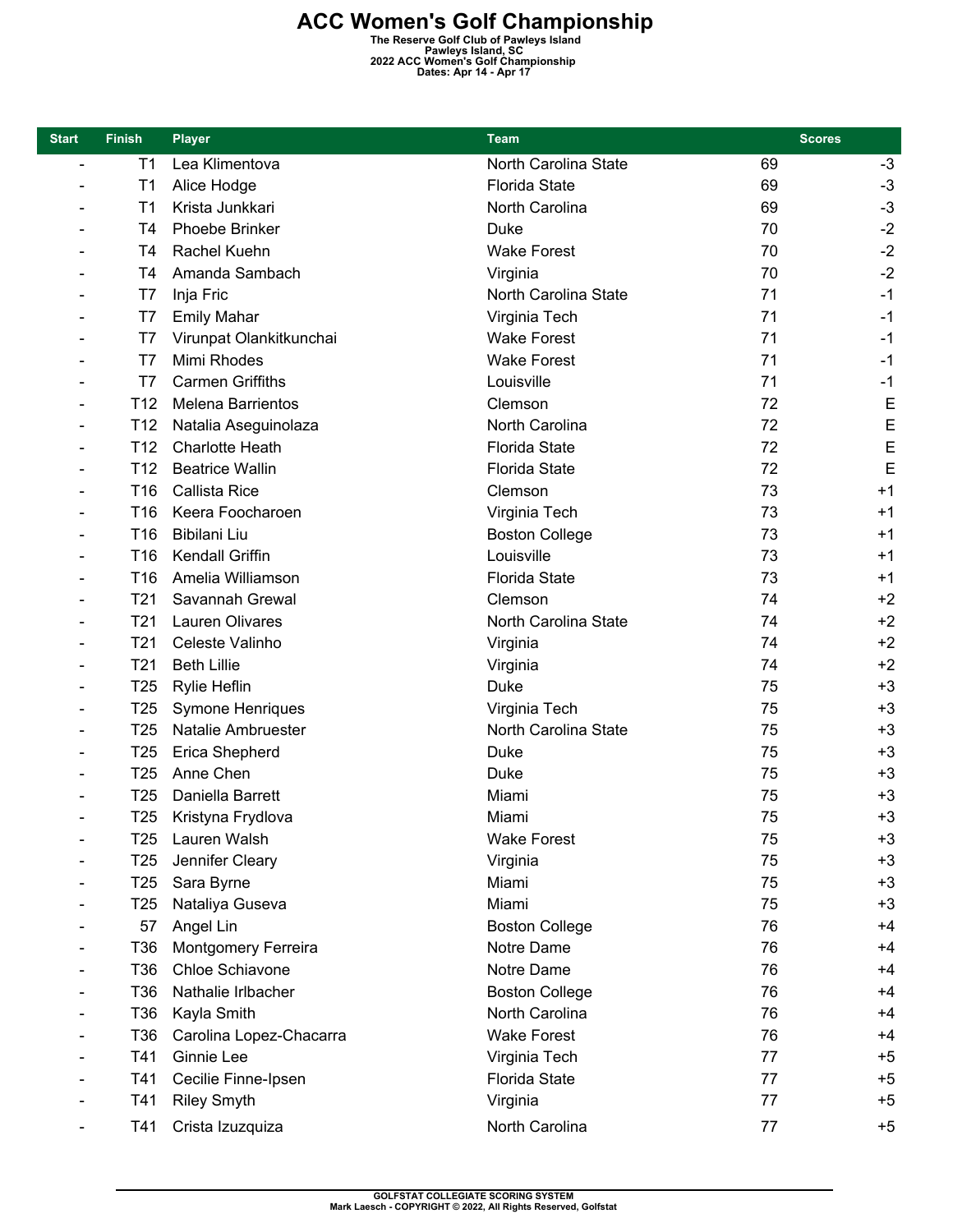# ACC Women's Golf Championship

**The Reserve Golf Club of Pawleys Island**
**Pawleys Island, SC**
**2022 ACC Women's Golf Championship**
**Dates: Apr 14 - Apr 17**

| Start | Finish | Player | Team | Scores | |
|---|---|---|---|---|---|
| - | T1 | Lea Klimentova | North Carolina State | 69 | -3 |
| - | T1 | Alice Hodge | Florida State | 69 | -3 |
| - | T1 | Krista Junkkari | North Carolina | 69 | -3 |
| - | T4 | Phoebe Brinker | Duke | 70 | -2 |
| - | T4 | Rachel Kuehn | Wake Forest | 70 | -2 |
| - | T4 | Amanda Sambach | Virginia | 70 | -2 |
| - | T7 | Inja Fric | North Carolina State | 71 | -1 |
| - | T7 | Emily Mahar | Virginia Tech | 71 | -1 |
| - | T7 | Virunpat Olankitkunchai | Wake Forest | 71 | -1 |
| - | T7 | Mimi Rhodes | Wake Forest | 71 | -1 |
| - | T7 | Carmen Griffiths | Louisville | 71 | -1 |
| - | T12 | Melena Barrientos | Clemson | 72 | E |
| - | T12 | Natalia Aseguinolaza | North Carolina | 72 | E |
| - | T12 | Charlotte Heath | Florida State | 72 | E |
| - | T12 | Beatrice Wallin | Florida State | 72 | E |
| - | T16 | Callista Rice | Clemson | 73 | +1 |
| - | T16 | Keera Foocharoen | Virginia Tech | 73 | +1 |
| - | T16 | Bibilani Liu | Boston College | 73 | +1 |
| - | T16 | Kendall Griffin | Louisville | 73 | +1 |
| - | T16 | Amelia Williamson | Florida State | 73 | +1 |
| - | T21 | Savannah Grewal | Clemson | 74 | +2 |
| - | T21 | Lauren Olivares | North Carolina State | 74 | +2 |
| - | T21 | Celeste Valinho | Virginia | 74 | +2 |
| - | T21 | Beth Lillie | Virginia | 74 | +2 |
| - | T25 | Rylie Heflin | Duke | 75 | +3 |
| - | T25 | Symone Henriques | Virginia Tech | 75 | +3 |
| - | T25 | Natalie Ambruester | North Carolina State | 75 | +3 |
| - | T25 | Erica Shepherd | Duke | 75 | +3 |
| - | T25 | Anne Chen | Duke | 75 | +3 |
| - | T25 | Daniella Barrett | Miami | 75 | +3 |
| - | T25 | Kristyna Frydlova | Miami | 75 | +3 |
| - | T25 | Lauren Walsh | Wake Forest | 75 | +3 |
| - | T25 | Jennifer Cleary | Virginia | 75 | +3 |
| - | T25 | Sara Byrne | Miami | 75 | +3 |
| - | T25 | Nataliya Guseva | Miami | 75 | +3 |
| - | 57 | Angel Lin | Boston College | 76 | +4 |
| - | T36 | Montgomery Ferreira | Notre Dame | 76 | +4 |
| - | T36 | Chloe Schiavone | Notre Dame | 76 | +4 |
| - | T36 | Nathalie Irlbacher | Boston College | 76 | +4 |
| - | T36 | Kayla Smith | North Carolina | 76 | +4 |
| - | T36 | Carolina Lopez-Chacarra | Wake Forest | 76 | +4 |
| - | T41 | Ginnie Lee | Virginia Tech | 77 | +5 |
| - | T41 | Cecilie Finne-Ipsen | Florida State | 77 | +5 |
| - | T41 | Riley Smyth | Virginia | 77 | +5 |
| - | T41 | Crista Izuzquiza | North Carolina | 77 | +5 |

GOLFSTAT COLLEGIATE SCORING SYSTEM
Mark Laesch - COPYRIGHT © 2022, All Rights Reserved, Golfstat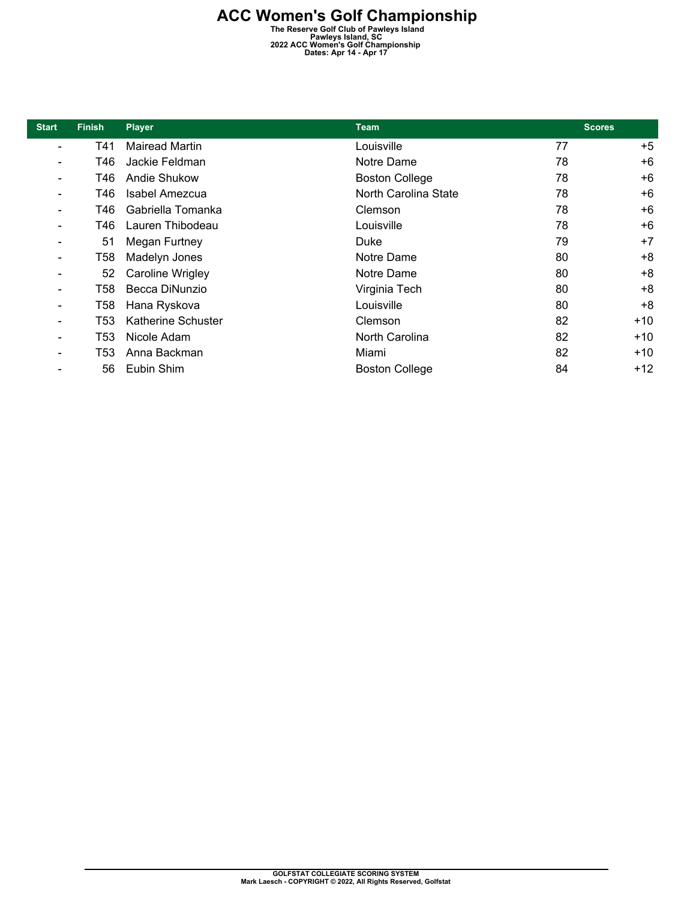# ACC Women's Golf Championship

**The Reserve Golf Club of Pawleys Island**
**Pawleys Island, SC**
**2022 ACC Women's Golf Championship**
**Dates: Apr 14 - Apr 17**

| Start | Finish | Player | Team | Scores | |
|---|---|---|---|---|---|
| - | T41 | Mairead Martin | Louisville | 77 | +5 |
| - | T46 | Jackie Feldman | Notre Dame | 78 | +6 |
| - | T46 | Andie Shukow | Boston College | 78 | +6 |
| - | T46 | Isabel Amezcua | North Carolina State | 78 | +6 |
| - | T46 | Gabriella Tomanka | Clemson | 78 | +6 |
| - | T46 | Lauren Thibodeau | Louisville | 78 | +6 |
| - | 51 | Megan Furtney | Duke | 79 | +7 |
| - | T58 | Madelyn Jones | Notre Dame | 80 | +8 |
| - | 52 | Caroline Wrigley | Notre Dame | 80 | +8 |
| - | T58 | Becca DiNunzio | Virginia Tech | 80 | +8 |
| - | T58 | Hana Ryskova | Louisville | 80 | +8 |
| - | T53 | Katherine Schuster | Clemson | 82 | +10 |
| - | T53 | Nicole Adam | North Carolina | 82 | +10 |
| - | T53 | Anna Backman | Miami | 82 | +10 |
| - | 56 | Eubin Shim | Boston College | 84 | +12 |

GOLFSTAT COLLEGIATE SCORING SYSTEM
Mark Laesch - COPYRIGHT © 2022, All Rights Reserved, Golfstat